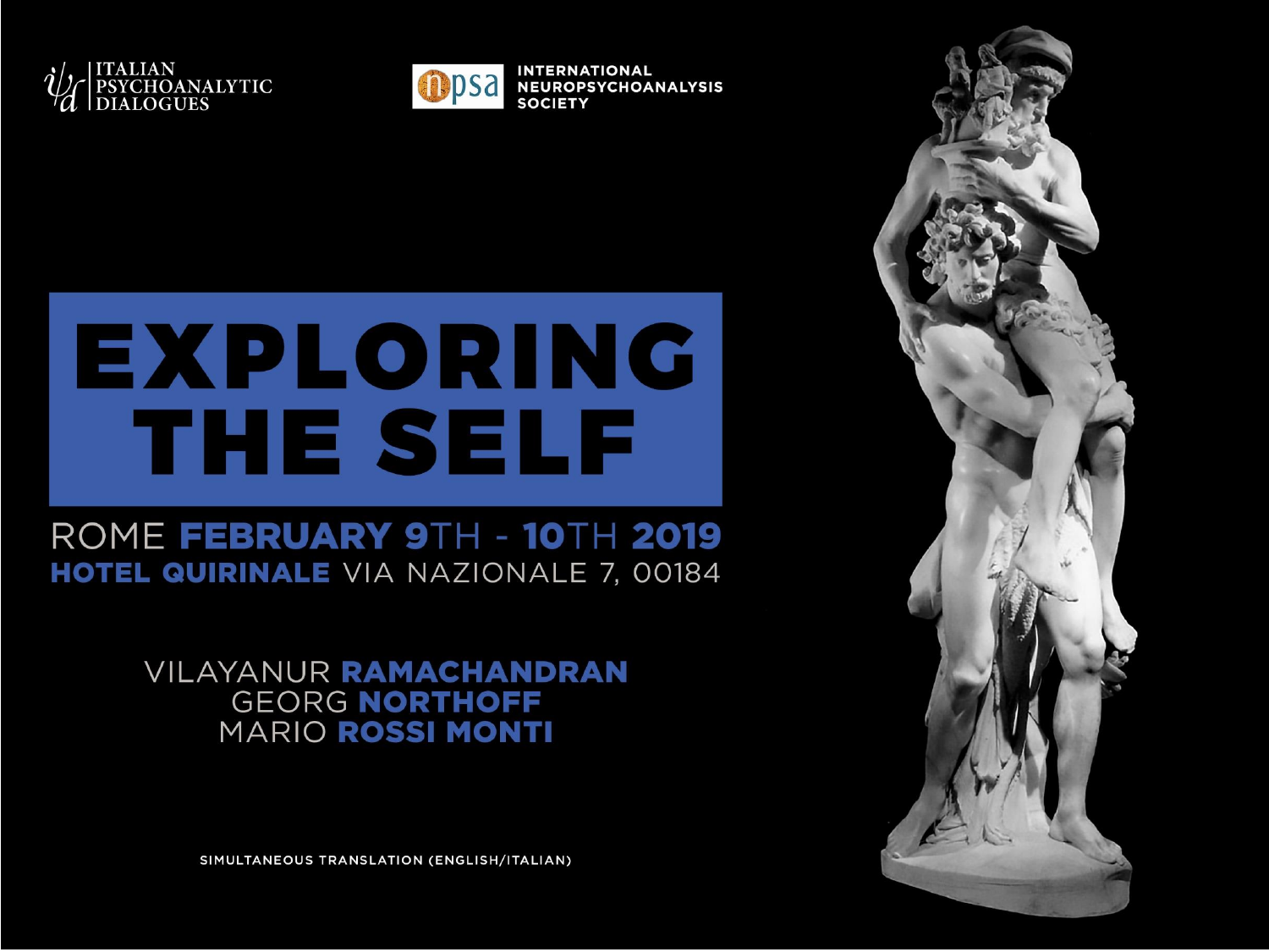ITALIAN PSYCHOANALYTIC DIALOGUES

INTERNATIONAL NEUROPSYCHOANALYSIS SOCIETY

# EXPLORING THE SELF

ROME **FEBRUARY 9TH - 10TH 2019**

**HOTEL QUIRINALE** VIA NAZIONALE 7, 00184

VILAYANUR **RAMACHANDRAN**
GEORG **NORTHOFF**
MARIO **ROSSI MONTI**

SIMULTANEOUS TRANSLATION (ENGLISH/ITALIAN)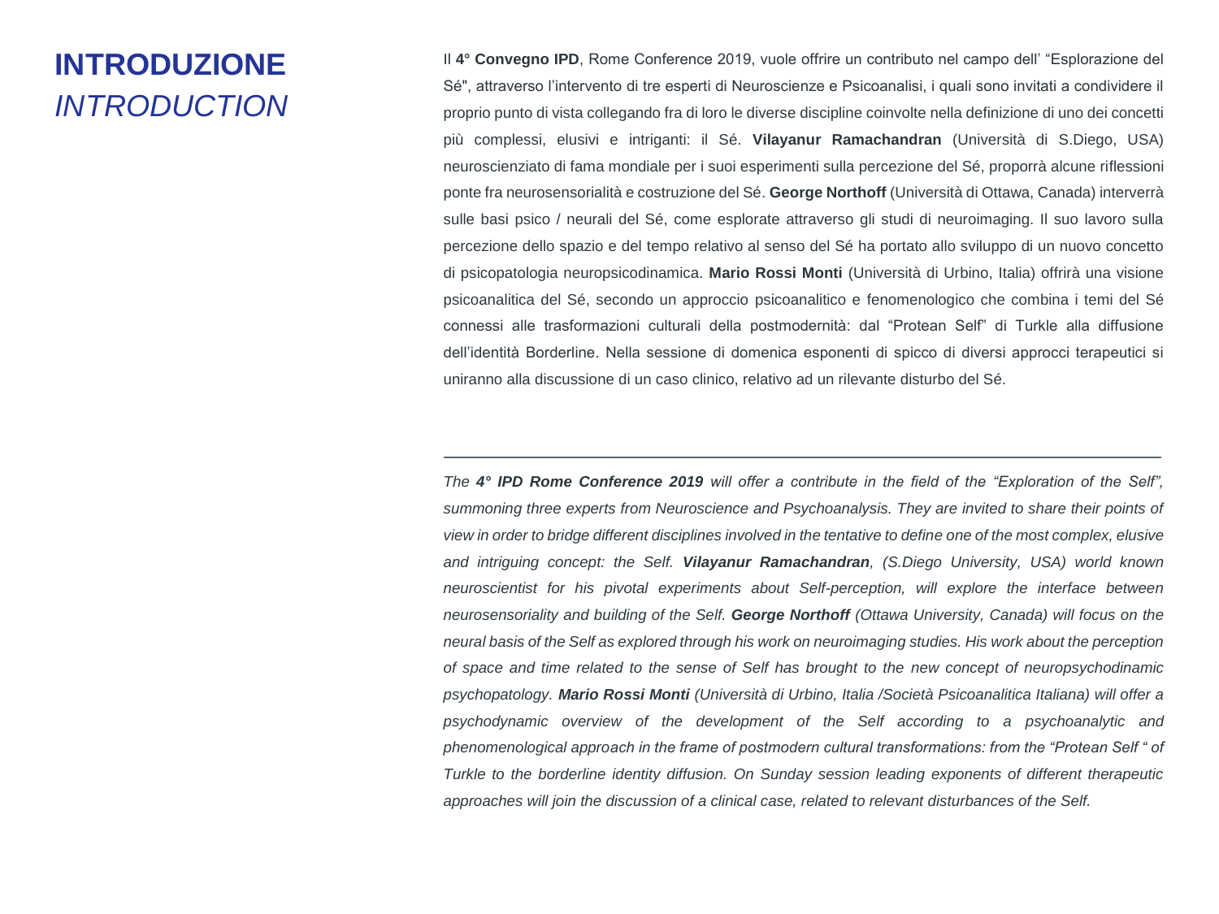# INTRODUZIONE
# *INTRODUCTION*

Il **4° Convegno IPD**, Rome Conference 2019, vuole offrire un contributo nel campo dell' "Esplorazione del Sé", attraverso l'intervento di tre esperti di Neuroscienze e Psicoanalisi, i quali sono invitati a condividere il proprio punto di vista collegando fra di loro le diverse discipline coinvolte nella definizione di uno dei concetti più complessi, elusivi e intriganti: il Sé. **Vilayanur Ramachandran** (Università di S.Diego, USA) neuroscienziato di fama mondiale per i suoi esperimenti sulla percezione del Sé, proporrà alcune riflessioni ponte fra neurosensorialità e costruzione del Sé. **George Northoff** (Università di Ottawa, Canada) interverrà sulle basi psico / neurali del Sé, come esplorate attraverso gli studi di neuroimaging. Il suo lavoro sulla percezione dello spazio e del tempo relativo al senso del Sé ha portato allo sviluppo di un nuovo concetto di psicopatologia neuropsicodinamica. **Mario Rossi Monti** (Università di Urbino, Italia) offrirà una visione psicoanalitica del Sé, secondo un approccio psicoanalitico e fenomenologico che combina i temi del Sé connessi alle trasformazioni culturali della postmodernità: dal "Protean Self" di Turkle alla diffusione dell'identità Borderline. Nella sessione di domenica esponenti di spicco di diversi approcci terapeutici si uniranno alla discussione di un caso clinico, relativo ad un rilevante disturbo del Sé.

---

*The **4° IPD Rome Conference 2019** will offer a contribute in the field of the "Exploration of the Self", summoning three experts from Neuroscience and Psychoanalysis. They are invited to share their points of view in order to bridge different disciplines involved in the tentative to define one of the most complex, elusive and intriguing concept: the Self. **Vilayanur Ramachandran**, (S.Diego University, USA) world known neuroscientist for his pivotal experiments about Self-perception, will explore the interface between neurosensoriality and building of the Self. **George Northoff** (Ottawa University, Canada) will focus on the neural basis of the Self as explored through his work on neuroimaging studies. His work about the perception of space and time related to the sense of Self has brought to the new concept of neuropsychodinamic psychopathology. **Mario Rossi Monti** (Università di Urbino, Italia /Società Psicoanalitica Italiana) will offer a psychodynamic overview of the development of the Self according to a psychoanalytic and phenomenological approach in the frame of postmodern cultural transformations: from the "Protean Self " of Turkle to the borderline identity diffusion. On Sunday session leading exponents of different therapeutic approaches will join the discussion of a clinical case, related to relevant disturbances of the Self.*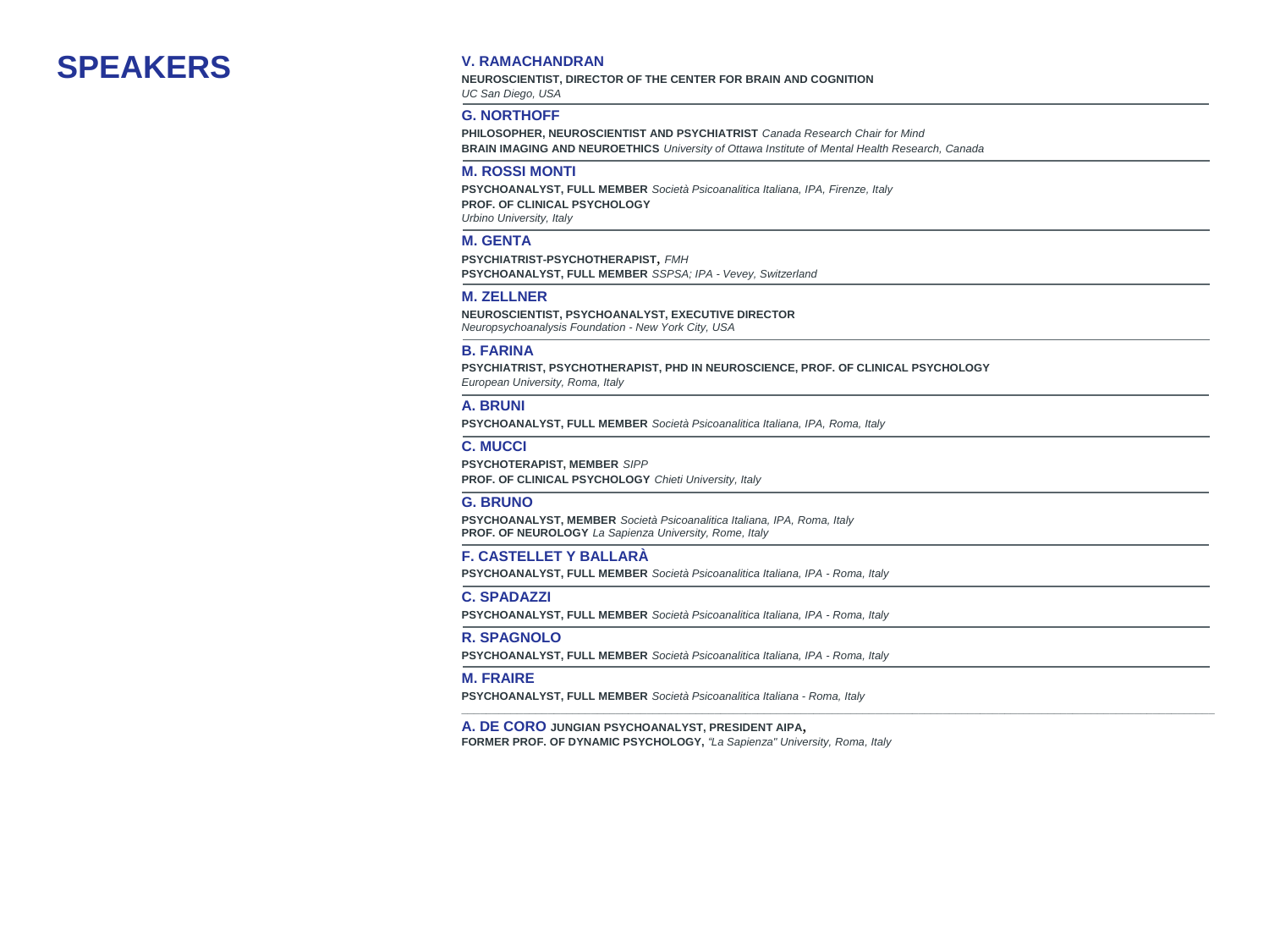# SPEAKERS

### V. RAMACHANDRAN

**NEUROSCIENTIST, DIRECTOR OF THE CENTER FOR BRAIN AND COGNITION**
*UC San Diego, USA*

---

### G. NORTHOFF

**PHILOSOPHER, NEUROSCIENTIST AND PSYCHIATRIST** *Canada Research Chair for Mind*
**BRAIN IMAGING AND NEUROETHICS** *University of Ottawa Institute of Mental Health Research, Canada*

---

### M. ROSSI MONTI

**PSYCHOANALYST, FULL MEMBER** *Società Psicoanalitica Italiana, IPA, Firenze, Italy*
**PROF. OF CLINICAL PSYCHOLOGY**
*Urbino University, Italy*

---

### M. GENTA

**PSYCHIATRIST-PSYCHOTHERAPIST,** *FMH*
**PSYCHOANALYST, FULL MEMBER** *SSPSA; IPA - Vevey, Switzerland*

---

### M. ZELLNER

**NEUROSCIENTIST, PSYCHOANALYST, EXECUTIVE DIRECTOR**
*Neuropsychoanalysis Foundation - New York City, USA*

---

### B. FARINA

**PSYCHIATRIST, PSYCHOTHERAPIST, PHD IN NEUROSCIENCE, PROF. OF CLINICAL PSYCHOLOGY**
*European University, Roma, Italy*

---

### A. BRUNI

**PSYCHOANALYST, FULL MEMBER** *Società Psicoanalitica Italiana, IPA, Roma, Italy*

---

### C. MUCCI

**PSYCHOTERAPIST, MEMBER** *SIPP*
**PROF. OF CLINICAL PSYCHOLOGY** *Chieti University, Italy*

---

### G. BRUNO

**PSYCHOANALYST, MEMBER** *Società Psicoanalitica Italiana, IPA, Roma, Italy*
**PROF. OF NEUROLOGY** *La Sapienza University, Rome, Italy*

---

### F. CASTELLET Y BALLARÀ

**PSYCHOANALYST, FULL MEMBER** *Società Psicoanalitica Italiana, IPA - Roma, Italy*

---

### C. SPADAZZI

**PSYCHOANALYST, FULL MEMBER** *Società Psicoanalitica Italiana, IPA - Roma, Italy*

---

### R. SPAGNOLO

**PSYCHOANALYST, FULL MEMBER** *Società Psicoanalitica Italiana, IPA - Roma, Italy*

---

### M. FRAIRE

**PSYCHOANALYST, FULL MEMBER** *Società Psicoanalitica Italiana - Roma, Italy*

---

### A. DE CORO **JUNGIAN PSYCHOANALYST, PRESIDENT AIPA,**

**FORMER PROF. OF DYNAMIC PSYCHOLOGY,** *"La Sapienza" University, Roma, Italy*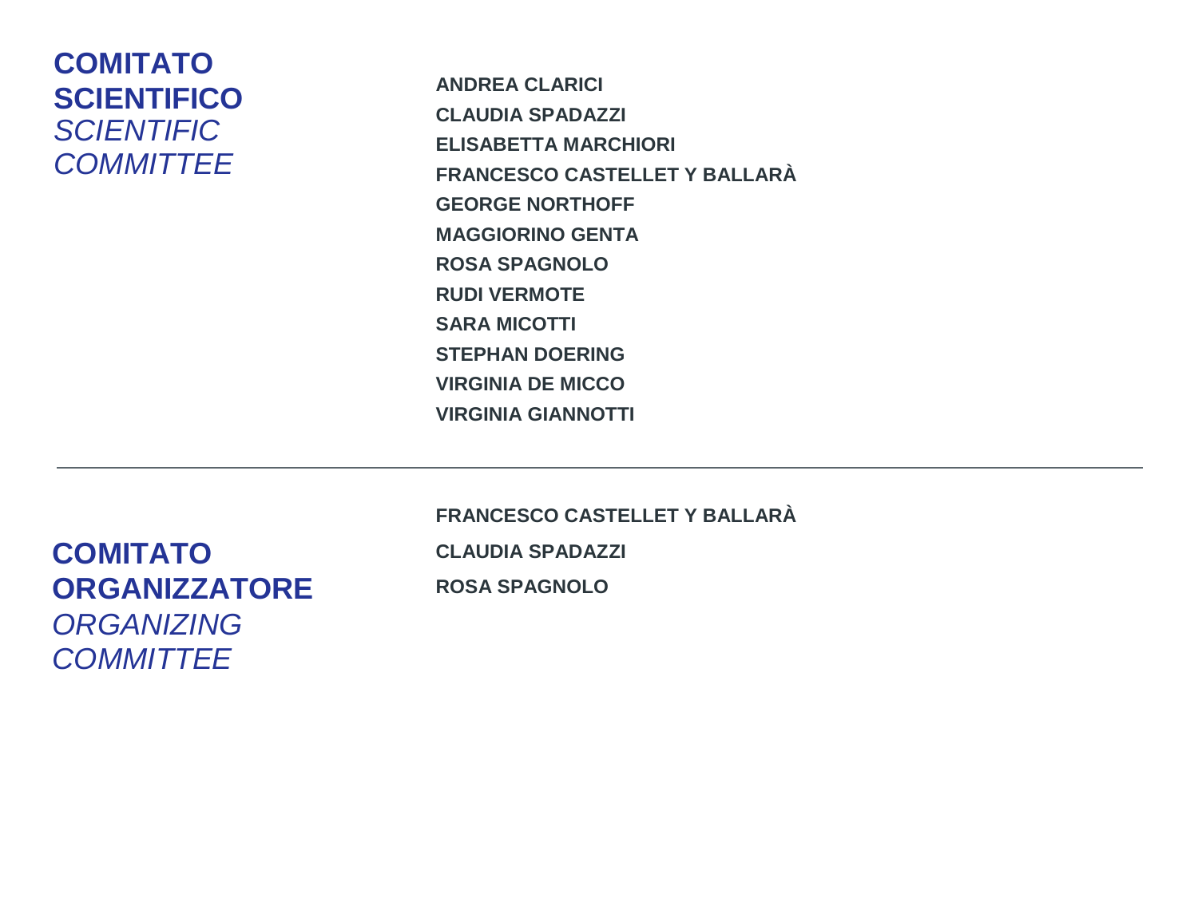## COMITATO SCIENTIFICO
## *SCIENTIFIC COMMITTEE*

**ANDREA CLARICI**
**CLAUDIA SPADAZZI**
**ELISABETTA MARCHIORI**
**FRANCESCO CASTELLET Y BALLARÀ**
**GEORGE NORTHOFF**
**MAGGIORINO GENTA**
**ROSA SPAGNOLO**
**RUDI VERMOTE**
**SARA MICOTTI**
**STEPHAN DOERING**
**VIRGINIA DE MICCO**
**VIRGINIA GIANNOTTI**

---

## COMITATO ORGANIZZATORE
## *ORGANIZING COMMITTEE*

**FRANCESCO CASTELLET Y BALLARÀ**
**CLAUDIA SPADAZZI**
**ROSA SPAGNOLO**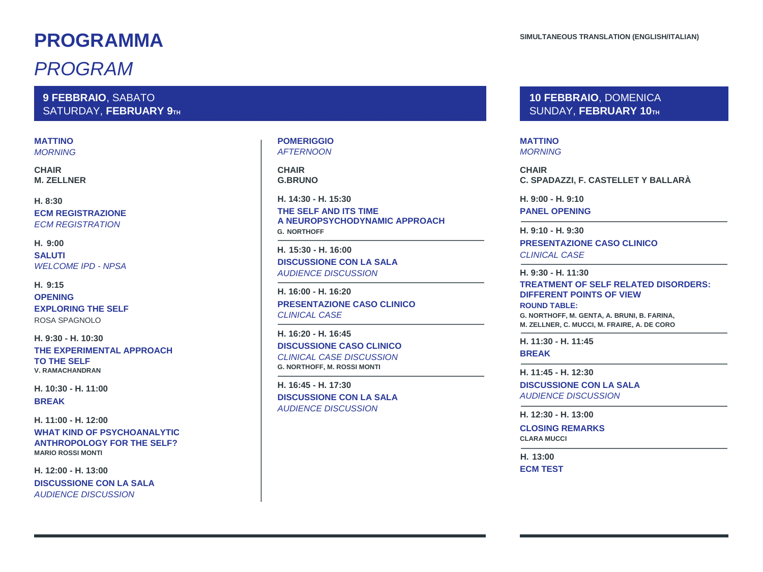# PROGRAMMA

*PROGRAM*

SIMULTANEOUS TRANSLATION (ENGLISH/ITALIAN)

## 9 FEBBRAIO, SABATO
## SATURDAY, FEBRUARY 9TH

### MATTINO
*MORNING*

**CHAIR**
**M. ZELLNER**

**H. 8:30**
**ECM REGISTRAZIONE**
*ECM REGISTRATION*

**H. 9:00**
**SALUTI**
*WELCOME IPD - NPSA*

**H. 9:15**
**OPENING**
**EXPLORING THE SELF**
ROSA SPAGNOLO

**H. 9:30 - H. 10:30**
**THE EXPERIMENTAL APPROACH TO THE SELF**
**V. RAMACHANDRAN**

**H. 10:30 - H. 11:00**
**BREAK**

**H. 11:00 - H. 12:00**
**WHAT KIND OF PSYCHOANALYTIC ANTHROPOLOGY FOR THE SELF?**
**MARIO ROSSI MONTI**

**H. 12:00 - H. 13:00**
**DISCUSSIONE CON LA SALA**
*AUDIENCE DISCUSSION*

### POMERIGGIO
*AFTERNOON*

**CHAIR**
**G.BRUNO**

**H. 14:30 - H. 15:30**
**THE SELF AND ITS TIME**
**A NEUROPSYCHODYNAMIC APPROACH**
**G. NORTHOFF**

---

**H. 15:30 - H. 16:00**
**DISCUSSIONE CON LA SALA**
*AUDIENCE DISCUSSION*

---

**H. 16:00 - H. 16:20**
**PRESENTAZIONE CASO CLINICO**
*CLINICAL CASE*

---

**H. 16:20 - H. 16:45**
**DISCUSSIONE CASO CLINICO**
*CLINICAL CASE DISCUSSION*
**G. NORTHOFF, M. ROSSI MONTI**

---

**H. 16:45 - H. 17:30**
**DISCUSSIONE CON LA SALA**
*AUDIENCE DISCUSSION*

## 10 FEBBRAIO, DOMENICA
## SUNDAY, FEBRUARY 10TH

### MATTINO
*MORNING*

**CHAIR**
**C. SPADAZZI, F. CASTELLET Y BALLARÀ**

**H. 9:00 - H. 9:10**
**PANEL OPENING**

---

**H. 9:10 - H. 9:30**
**PRESENTAZIONE CASO CLINICO**
*CLINICAL CASE*

---

**H. 9:30 - H. 11:30**
**TREATMENT OF SELF RELATED DISORDERS: DIFFERENT POINTS OF VIEW**
**ROUND TABLE:**
**G. NORTHOFF, M. GENTA, A. BRUNI, B. FARINA, M. ZELLNER, C. MUCCI, M. FRAIRE, A. DE CORO**

---

**H. 11:30 - H. 11:45**
**BREAK**

---

**H. 11:45 - H. 12:30**
**DISCUSSIONE CON LA SALA**
*AUDIENCE DISCUSSION*

---

**H. 12:30 - H. 13:00**
**CLOSING REMARKS**
**CLARA MUCCI**

---

**H. 13:00**
**ECM TEST**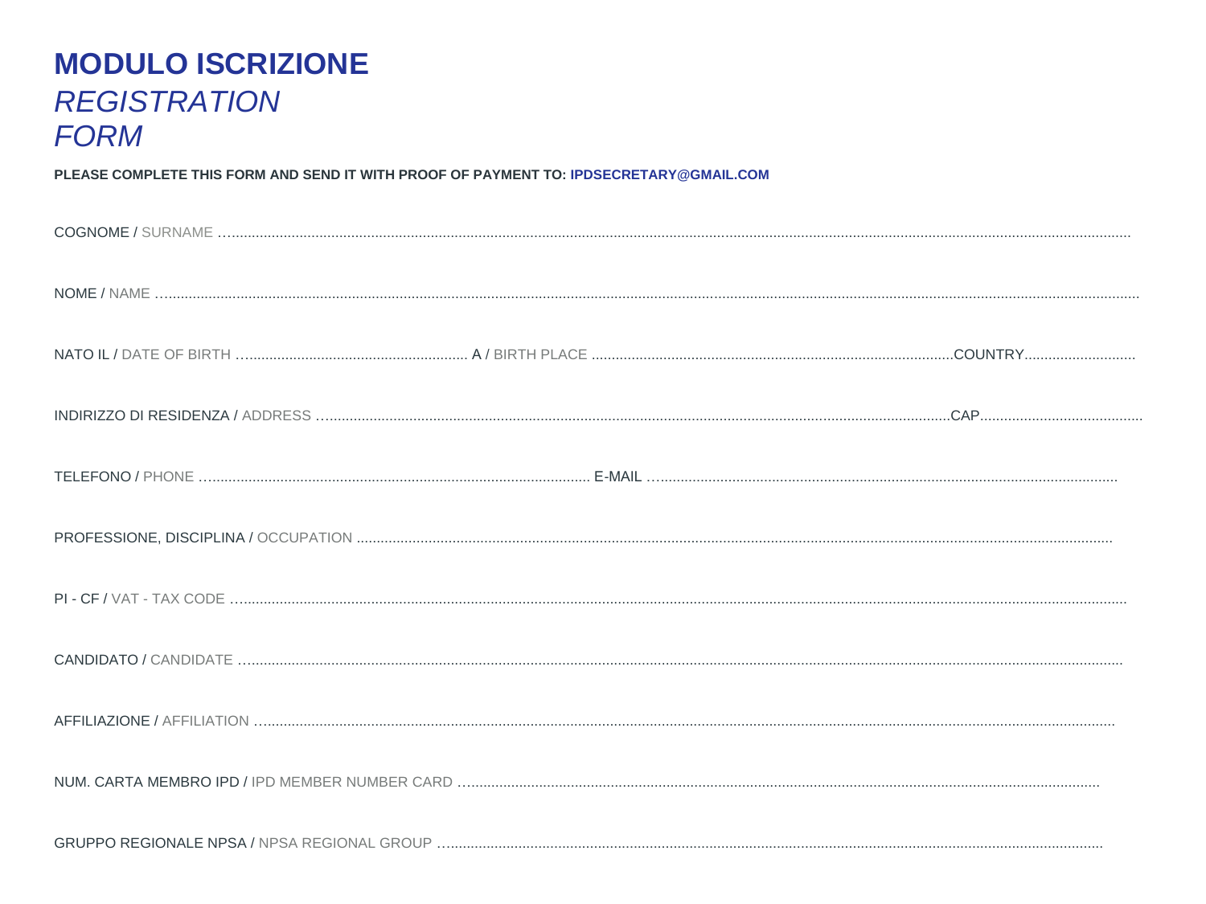# MODULO ISCRIZIONE

## *REGISTRATION FORM*

**PLEASE COMPLETE THIS FORM AND SEND IT WITH PROOF OF PAYMENT TO: IPDSECRETARY@GMAIL.COM**

COGNOME / SURNAME …...........................................................................................................................................................................................................

NOME / NAME …...................................................................................................................................................................................................................

NATO IL / DATE OF BIRTH …........................................................ A / BIRTH PLACE ..........................................................................................COUNTRY............................

INDIRIZZO DI RESIDENZA / ADDRESS …..........................................................................................................................................................CAP.........................................

TELEFONO / PHONE …............................................................................................... E-MAIL …...................................................................................................................

PROFESSIONE, DISCIPLINA / OCCUPATION ..........................................................................................................................................................................

PI - CF / VAT - TAX CODE …....................................................................................................................................................................................................

CANDIDATO / CANDIDATE …................................................................................................................................................................................................

AFFILIAZIONE / AFFILIATION …..............................................................................................................................................................................................

NUM. CARTA MEMBRO IPD / IPD MEMBER NUMBER CARD …..........................................................................................................................................

GRUPPO REGIONALE NPSA / NPSA REGIONAL GROUP …..............................................................................................................................................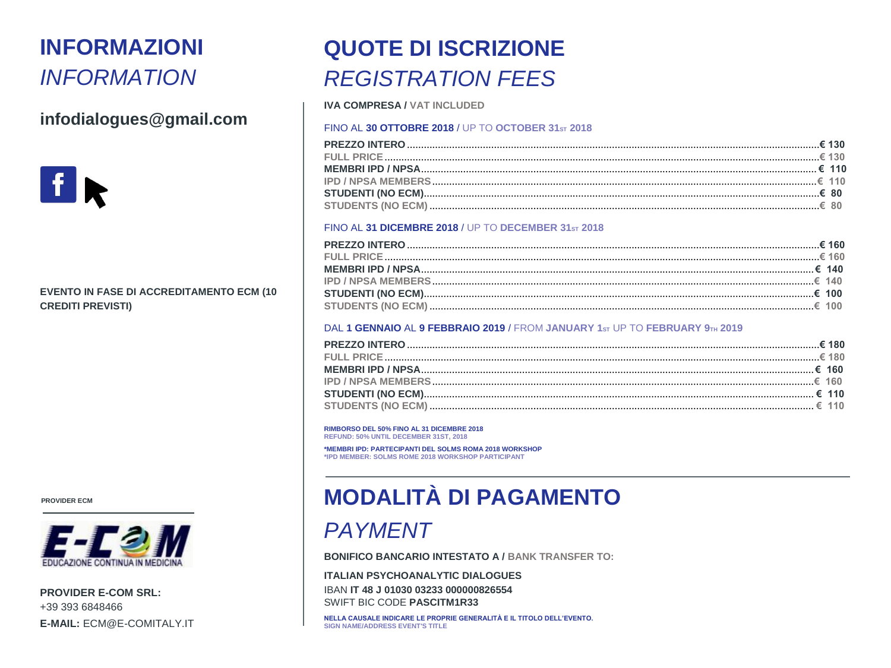# INFORMAZIONI

*INFORMATION*

**infodialogues@gmail.com**

**EVENTO IN FASE DI ACCREDITAMENTO ECM (10 CREDITI PREVISTI)**

**PROVIDER ECM**

**PROVIDER E-COM SRL:**
+39 393 6848466
**E-MAIL:** ECM@E-COMITALY.IT

# QUOTE DI ISCRIZIONE

*REGISTRATION FEES*

**IVA COMPRESA /** VAT INCLUDED

FINO AL **30 OTTOBRE 2018** / UP TO **OCTOBER 31ST 2018**

| | |
|---|---|
| **PREZZO INTERO** | **€ 130** |
| FULL PRICE | € 130 |
| **MEMBRI IPD / NPSA** | **€ 110** |
| IPD / NPSA MEMBERS | € 110 |
| **STUDENTI (NO ECM)** | **€ 80** |
| STUDENTS (NO ECM) | € 80 |

FINO AL **31 DICEMBRE 2018** / UP TO **DECEMBER 31ST 2018**

| | |
|---|---|
| **PREZZO INTERO** | **€ 160** |
| FULL PRICE | € 160 |
| **MEMBRI IPD / NPSA** | **€ 140** |
| IPD / NPSA MEMBERS | € 140 |
| **STUDENTI (NO ECM)** | **€ 100** |
| STUDENTS (NO ECM) | € 100 |

DAL **1 GENNAIO** AL **9 FEBBRAIO 2019** / FROM **JANUARY 1ST** UP TO **FEBRUARY 9TH 2019**

| | |
|---|---|
| **PREZZO INTERO** | **€ 180** |
| FULL PRICE | € 180 |
| **MEMBRI IPD / NPSA** | **€ 160** |
| IPD / NPSA MEMBERS | € 160 |
| **STUDENTI (NO ECM)** | **€ 110** |
| STUDENTS (NO ECM) | € 110 |

**RIMBORSO DEL 50% FINO AL 31 DICEMBRE 2018**
REFUND: 50% UNTIL DECEMBER 31ST, 2018

**\*MEMBRI IPD: PARTECIPANTI DEL SOLMS ROMA 2018 WORKSHOP**
*IPD MEMBER: SOLMS ROME 2018 WORKSHOP PARTICIPANT

# MODALITÀ DI PAGAMENTO

*PAYMENT*

**BONIFICO BANCARIO INTESTATO A /** BANK TRANSFER TO:

**ITALIAN PSYCHOANALYTIC DIALOGUES**
IBAN **IT 48 J 01030 03233 000000826554**
SWIFT BIC CODE **PASCITM1R33**

**NELLA CAUSALE INDICARE LE PROPRIE GENERALITÀ E IL TITOLO DELL'EVENTO.**
SIGN NAME/ADDRESS EVENT'S TITLE